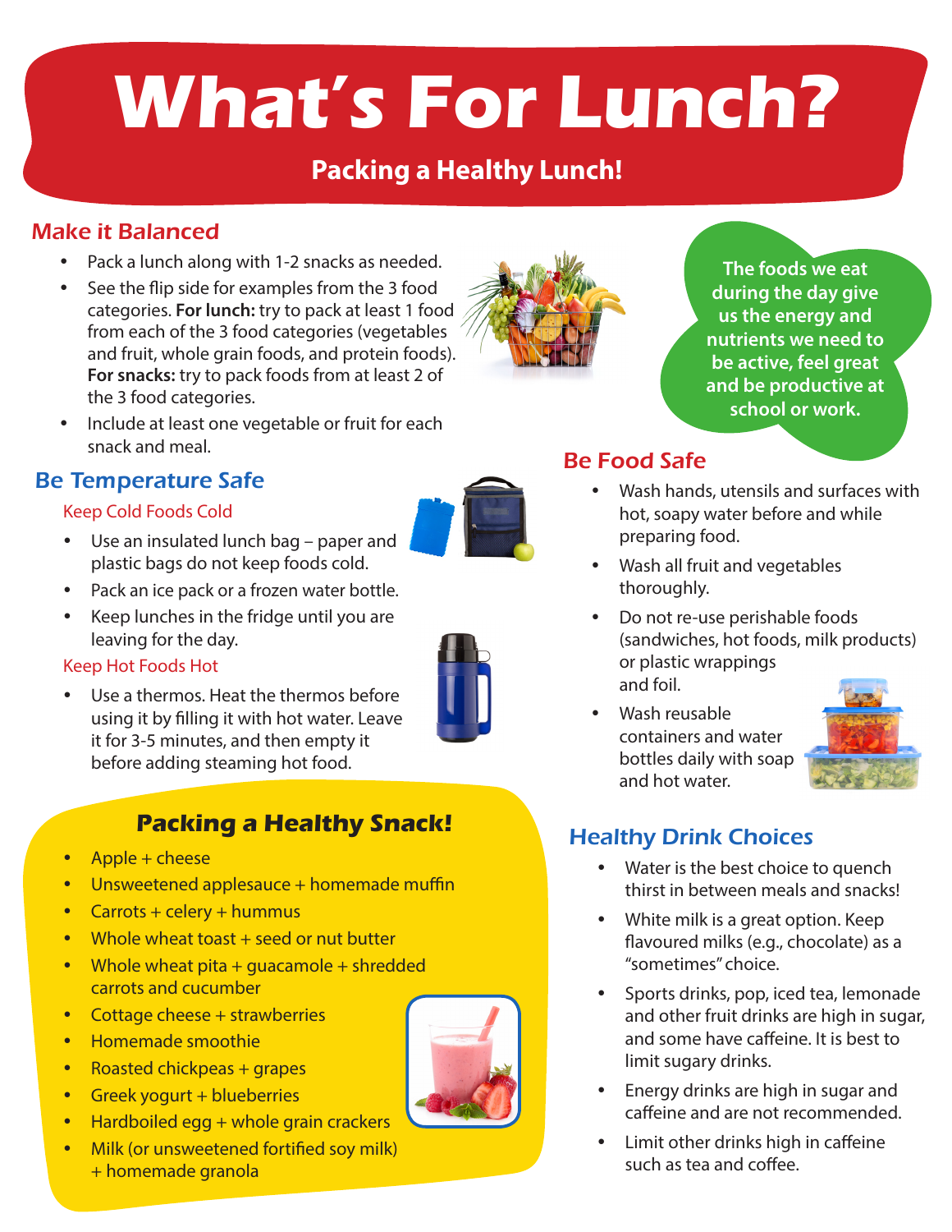# What's For Lunch?

## Packing a Healthy Lunch!

### Make it Balanced

- Pack a lunch along with 1-2 snacks as needed.
- See the flip side for examples from the 3 food categories. **For lunch:** try to pack at least 1 food from each of the 3 food categories (vegetables and fruit, whole grain foods, and protein foods). **For snacks:** try to pack foods from at least 2 of the 3 food categories.
- Include at least one vegetable or fruit for each snack and meal.

**The foods we eat during the day give us the energy and nutrients we need to be active, feel great and be productive at school or work.**

### Be Temperature Safe

#### Keep Cold Foods Cold

- Use an insulated lunch bag – paper and plastic bags do not keep foods cold.
- Pack an ice pack or a frozen water bottle.
- Keep lunches in the fridge until you are leaving for the day.

#### Keep Hot Foods Hot

- Use a thermos. Heat the thermos before using it by filling it with hot water. Leave it for 3-5 minutes, and then empty it before adding steaming hot food.

### Packing a Healthy Snack!

- Apple + cheese
- Unsweetened applesauce + homemade muffin
- Carrots + celery + hummus
- Whole wheat toast + seed or nut butter
- Whole wheat pita + guacamole + shredded carrots and cucumber
- Cottage cheese + strawberries
- Homemade smoothie
- Roasted chickpeas + grapes
- Greek yogurt + blueberries
- Hardboiled egg + whole grain crackers
- Milk (or unsweetened fortified soy milk) + homemade granola

### Be Food Safe

- Wash hands, utensils and surfaces with hot, soapy water before and while preparing food.
- Wash all fruit and vegetables thoroughly.
- Do not re-use perishable foods (sandwiches, hot foods, milk products) or plastic wrappings and foil.
- Wash reusable containers and water bottles daily with soap and hot water.

### Healthy Drink Choices

- Water is the best choice to quench thirst in between meals and snacks!
- White milk is a great option. Keep flavoured milks (e.g., chocolate) as a "sometimes" choice.
- Sports drinks, pop, iced tea, lemonade and other fruit drinks are high in sugar, and some have caffeine. It is best to limit sugary drinks.
- Energy drinks are high in sugar and caffeine and are not recommended.
- Limit other drinks high in caffeine such as tea and coffee.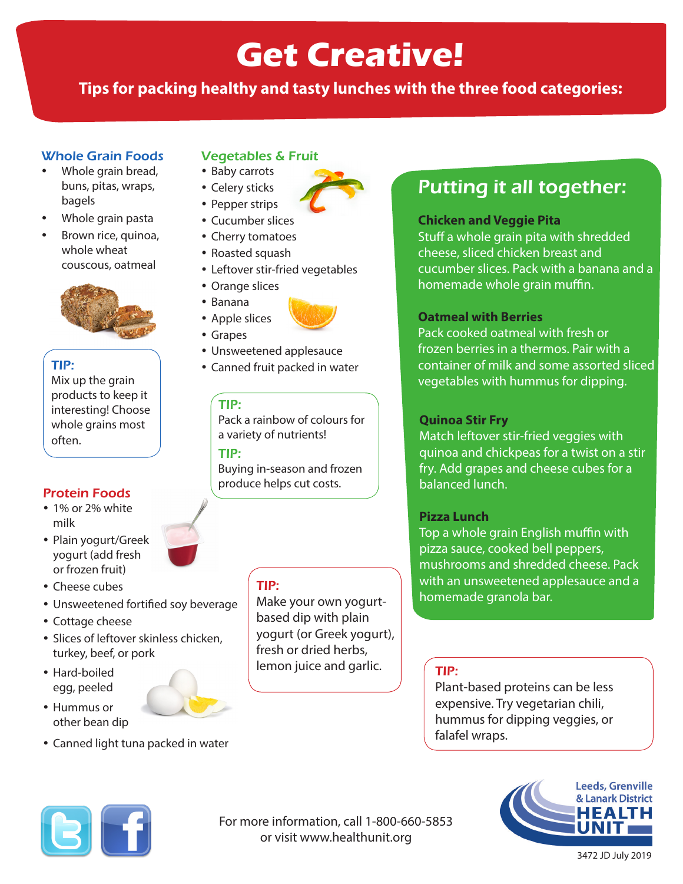# Get Creative!

**Tips for packing healthy and tasty lunches with the three food categories:**

## Whole Grain Foods

- Whole grain bread, buns, pitas, wraps, bagels
- Whole grain pasta
- Brown rice, quinoa, whole wheat couscous, oatmeal

**TIP:**
Mix up the grain products to keep it interesting! Choose whole grains most often.

## Protein Foods

- 1% or 2% white milk
- Plain yogurt/Greek yogurt (add fresh or frozen fruit)
- Cheese cubes
- Unsweetened fortified soy beverage
- Cottage cheese
- Slices of leftover skinless chicken, turkey, beef, or pork
- Hard-boiled egg, peeled
- Hummus or other bean dip
- Canned light tuna packed in water

## Vegetables & Fruit

- Baby carrots
- Celery sticks
- Pepper strips
- Cucumber slices
- Cherry tomatoes
- Roasted squash
- Leftover stir-fried vegetables
- Orange slices
- Banana
- Apple slices
- Grapes
- Unsweetened applesauce
- Canned fruit packed in water

**TIP:**
Pack a rainbow of colours for a variety of nutrients!

**TIP:**
Buying in-season and frozen produce helps cut costs.

**TIP:**
Make your own yogurt-based dip with plain yogurt (or Greek yogurt), fresh or dried herbs, lemon juice and garlic.

## Putting it all together:

**Chicken and Veggie Pita**
Stuff a whole grain pita with shredded cheese, sliced chicken breast and cucumber slices. Pack with a banana and a homemade whole grain muffin.

**Oatmeal with Berries**
Pack cooked oatmeal with fresh or frozen berries in a thermos. Pair with a container of milk and some assorted sliced vegetables with hummus for dipping.

**Quinoa Stir Fry**
Match leftover stir-fried veggies with quinoa and chickpeas for a twist on a stir fry. Add grapes and cheese cubes for a balanced lunch.

**Pizza Lunch**
Top a whole grain English muffin with pizza sauce, cooked bell peppers, mushrooms and shredded cheese. Pack with an unsweetened applesauce and a homemade granola bar.

**TIP:**
Plant-based proteins can be less expensive. Try vegetarian chili, hummus for dipping veggies, or falafel wraps.

For more information, call 1-800-660-5853 or visit www.healthunit.org

Leeds, Grenville & Lanark District HEALTH UNIT

3472 JD July 2019